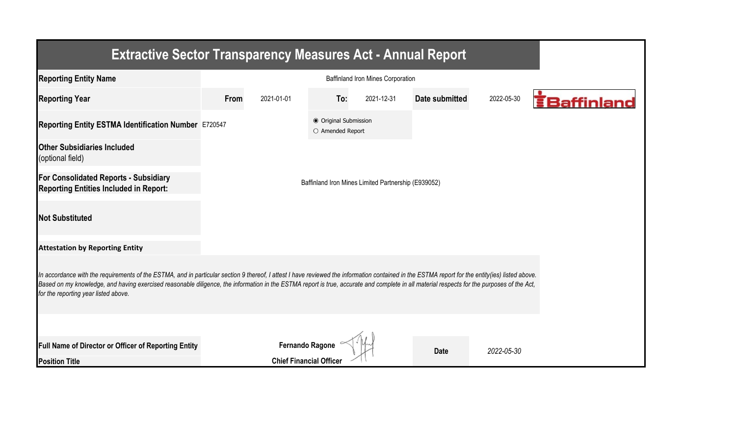# Extractive Sector Transparency Measures Act - Annual Report

| | | | | | | |
|---|---|---|---|---|---|---|
| **Reporting Entity Name** | Baffinland Iron Mines Corporation | | | | | |
| **Reporting Year** | **From** | 2021-01-01 | **To:** | 2021-12-31 | **Date submitted** | 2022-05-30 |
| **Reporting Entity ESTMA Identification Number** | E720547 | | ◉ Original Submission ○ Amended Report | | | |
| **Other Subsidiaries Included** (optional field) | | | | | | |
| **For Consolidated Reports - Subsidiary Reporting Entities Included in Report:** | Baffinland Iron Mines Limited Partnership (E939052) | | | | | |
| **Not Substituted** | | | | | | |

**Attestation by Reporting Entity**

*In accordance with the requirements of the ESTMA, and in particular section 9 thereof, I attest I have reviewed the information contained in the ESTMA report for the entity(ies) listed above. Based on my knowledge, and having exercised reasonable diligence, the information in the ESTMA report is true, accurate and complete in all material respects for the purposes of the Act, for the reporting year listed above.*

| | | | |
|---|---|---|---|
| **Full Name of Director or Officer of Reporting Entity** | **Fernando Ragone** | **Date** | *2022-05-30* |
| **Position Title** | **Chief Financial Officer** | | |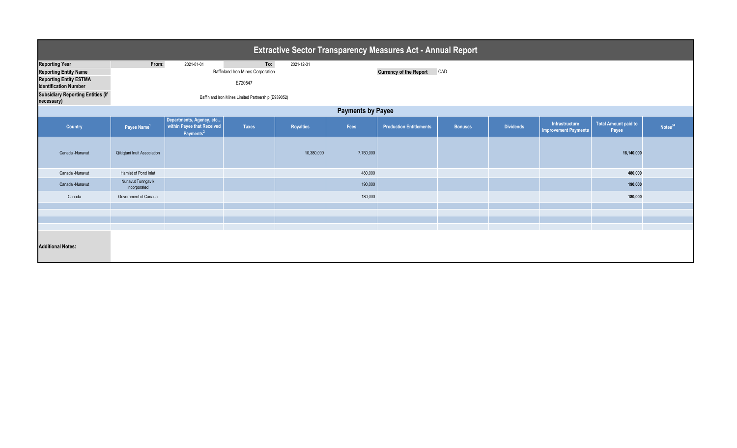# Extractive Sector Transparency Measures Act - Annual Report

| | | | | |
|---|---|---|---|---|
| **Reporting Year** | From: | 2021-01-01 | To: | 2021-12-31 |
| **Reporting Entity Name** | Baffinland Iron Mines Corporation | | **Currency of the Report** | CAD |
| **Reporting Entity ESTMA Identification Number** | E720547 | | | |
| **Subsidiary Reporting Entities (if necessary)** | Baffinland Iron Mines Limited Partnership (E939052) | | | |

## Payments by Payee

| Country | Payee Name[1] | Departments, Agency, etc… within Payee that Received Payments[2] | Taxes | Royalties | Fees | Production Entitlements | Bonuses | Dividends | Infrastructure Improvement Payments | Total Amount paid to Payee | Notes[34] |
|---|---|---|---|---|---|---|---|---|---|---|---|
| Canada -Nunavut | Qikiqtani Inuit Association | | | 10,380,000 | 7,760,000 | | | | | **18,140,000** | |
| Canada -Nunavut | Hamlet of Pond Inlet | | | | 480,000 | | | | | **480,000** | |
| Canada -Nunavut | Nunavut Tunngavik Incorporated | | | | 190,000 | | | | | **190,000** | |
| Canada | Government of Canada | | | | 180,000 | | | | | **180,000** | |
| | | | | | | | | | | | |
| | | | | | | | | | | | |
| | | | | | | | | | | | |
| | | | | | | | | | | | |

**Additional Notes:**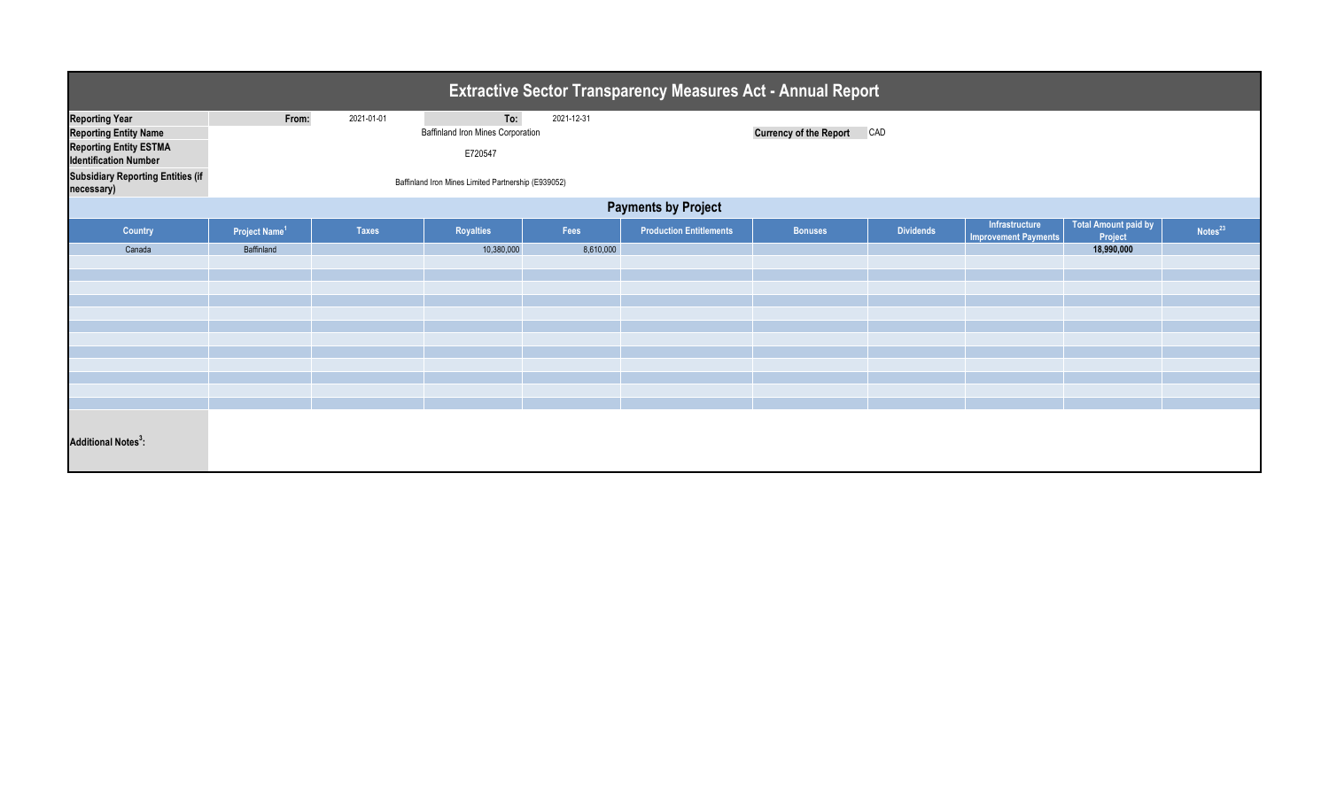# Extractive Sector Transparency Measures Act - Annual Report

| | | | |
|---|---|---|---|
| **Reporting Year** | From: 2021-01-01 | To: 2021-12-31 | |
| **Reporting Entity Name** | Baffinland Iron Mines Corporation | **Currency of the Report** | CAD |
| **Reporting Entity ESTMA Identification Number** | E720547 | | |
| **Subsidiary Reporting Entities (if necessary)** | Baffinland Iron Mines Limited Partnership (E939052) | | |

## Payments by Project

| Country | Project Name[1] | Taxes | Royalties | Fees | Production Entitlements | Bonuses | Dividends | Infrastructure Improvement Payments | Total Amount paid by Project | Notes[23] |
|---|---|---|---|---|---|---|---|---|---|---|
| Canada | Baffinland | | 10,380,000 | 8,610,000 | | | | | **18,990,000** | |

**Additional Notes[3]:**